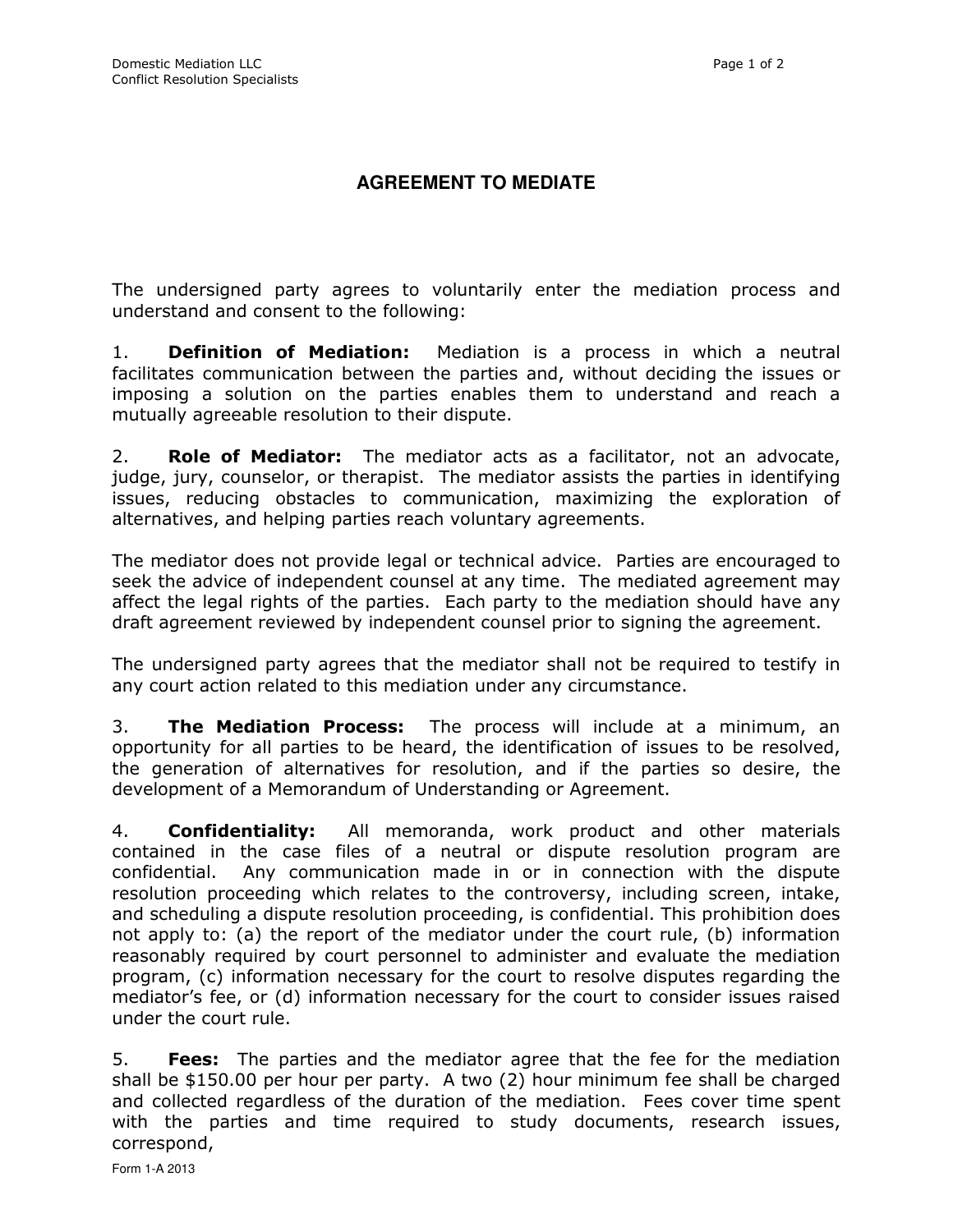# AGREEMENT TO MEDIATE

The undersigned party agrees to voluntarily enter the mediation process and understand and consent to the following:

1. **Definition of Mediation:** Mediation is a process in which a neutral facilitates communication between the parties and, without deciding the issues or imposing a solution on the parties enables them to understand and reach a mutually agreeable resolution to their dispute.

2. **Role of Mediator:** The mediator acts as a facilitator, not an advocate, judge, jury, counselor, or therapist. The mediator assists the parties in identifying issues, reducing obstacles to communication, maximizing the exploration of alternatives, and helping parties reach voluntary agreements.

The mediator does not provide legal or technical advice. Parties are encouraged to seek the advice of independent counsel at any time. The mediated agreement may affect the legal rights of the parties. Each party to the mediation should have any draft agreement reviewed by independent counsel prior to signing the agreement.

The undersigned party agrees that the mediator shall not be required to testify in any court action related to this mediation under any circumstance.

3. **The Mediation Process:** The process will include at a minimum, an opportunity for all parties to be heard, the identification of issues to be resolved, the generation of alternatives for resolution, and if the parties so desire, the development of a Memorandum of Understanding or Agreement.

4. **Confidentiality:** All memoranda, work product and other materials contained in the case files of a neutral or dispute resolution program are confidential. Any communication made in or in connection with the dispute resolution proceeding which relates to the controversy, including screen, intake, and scheduling a dispute resolution proceeding, is confidential. This prohibition does not apply to: (a) the report of the mediator under the court rule, (b) information reasonably required by court personnel to administer and evaluate the mediation program, (c) information necessary for the court to resolve disputes regarding the mediator's fee, or (d) information necessary for the court to consider issues raised under the court rule.

5. **Fees:** The parties and the mediator agree that the fee for the mediation shall be $150.00 per hour per party. A two (2) hour minimum fee shall be charged and collected regardless of the duration of the mediation. Fees cover time spent with the parties and time required to study documents, research issues, correspond,

Form 1-A 2013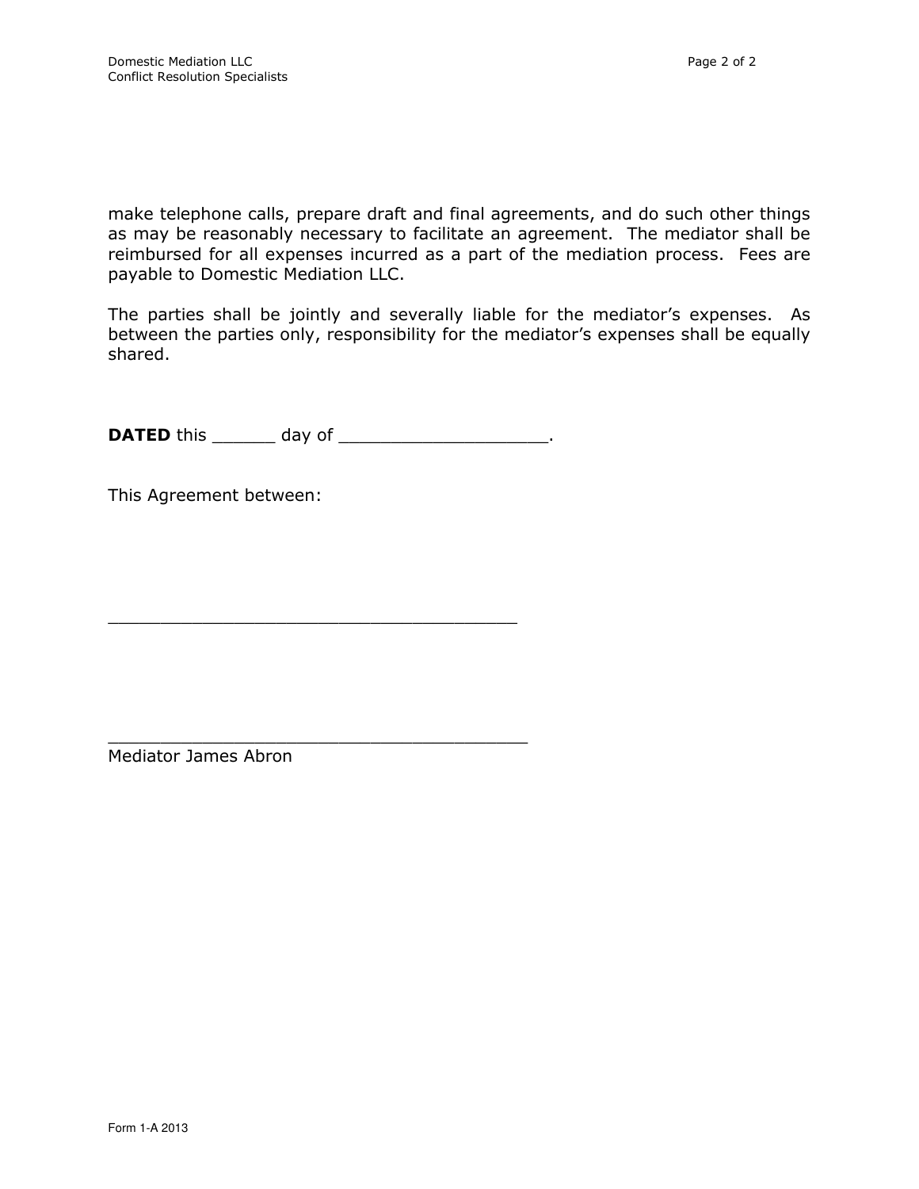make telephone calls, prepare draft and final agreements, and do such other things as may be reasonably necessary to facilitate an agreement. The mediator shall be reimbursed for all expenses incurred as a part of the mediation process. Fees are payable to Domestic Mediation LLC.

The parties shall be jointly and severally liable for the mediator's expenses. As between the parties only, responsibility for the mediator's expenses shall be equally shared.

**DATED** this ______ day of ___________________.

This Agreement between:

_____________________________________

_____________________________________
Mediator James Abron